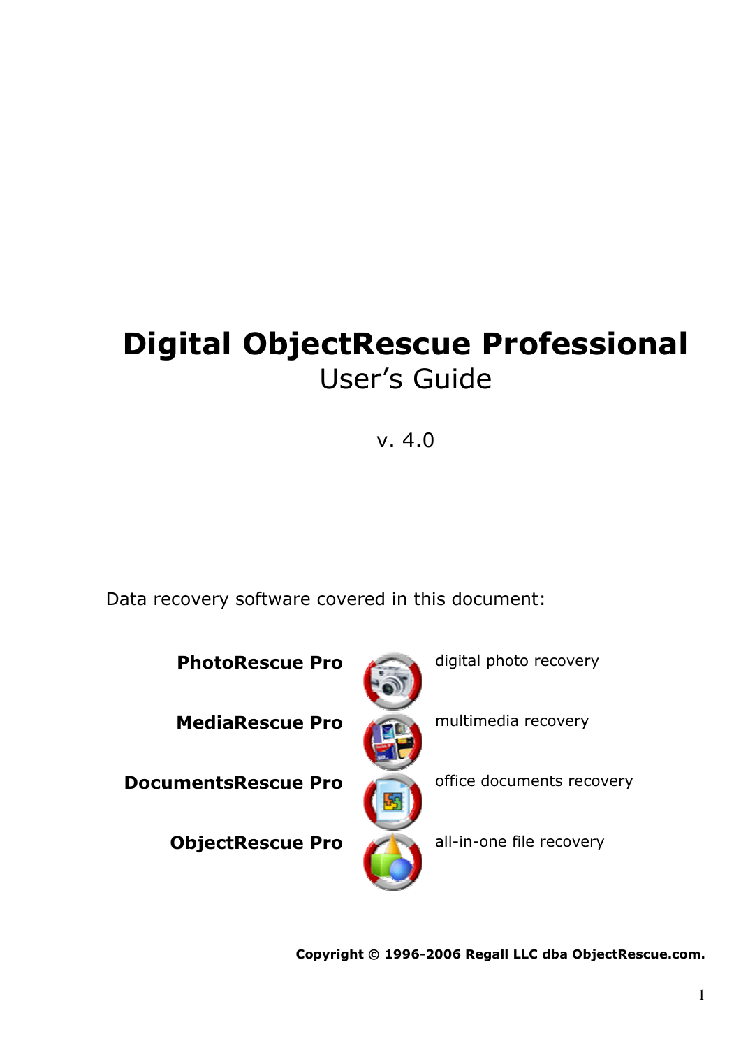# Digital ObjectRescue Professional

## User's Guide

v. 4.0

Data recovery software covered in this document:

| | |
|---|---|
| **PhotoRescue Pro** | digital photo recovery |
| **MediaRescue Pro** | multimedia recovery |
| **DocumentsRescue Pro** | office documents recovery |
| **ObjectRescue Pro** | all-in-one file recovery |

**Copyright © 1996-2006 Regall LLC dba ObjectRescue.com.**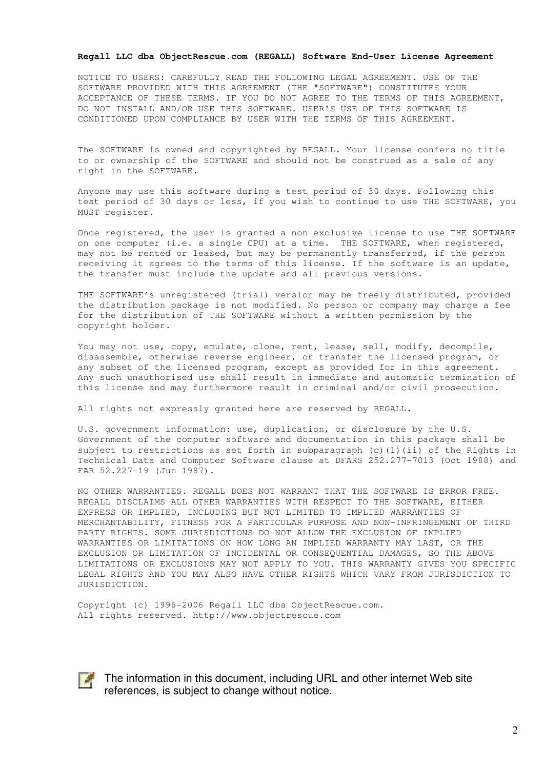**Regall LLC dba ObjectRescue.com (REGALL) Software End-User License Agreement**

NOTICE TO USERS: CAREFULLY READ THE FOLLOWING LEGAL AGREEMENT. USE OF THE SOFTWARE PROVIDED WITH THIS AGREEMENT (THE "SOFTWARE") CONSTITUTES YOUR ACCEPTANCE OF THESE TERMS. IF YOU DO NOT AGREE TO THE TERMS OF THIS AGREEMENT, DO NOT INSTALL AND/OR USE THIS SOFTWARE. USER'S USE OF THIS SOFTWARE IS CONDITIONED UPON COMPLIANCE BY USER WITH THE TERMS OF THIS AGREEMENT.

The SOFTWARE is owned and copyrighted by REGALL. Your license confers no title to or ownership of the SOFTWARE and should not be construed as a sale of any right in the SOFTWARE.

Anyone may use this software during a test period of 30 days. Following this test period of 30 days or less, if you wish to continue to use THE SOFTWARE, you MUST register.

Once registered, the user is granted a non-exclusive license to use THE SOFTWARE on one computer (i.e. a single CPU) at a time. THE SOFTWARE, when registered, may not be rented or leased, but may be permanently transferred, if the person receiving it agrees to the terms of this license. If the software is an update, the transfer must include the update and all previous versions.

THE SOFTWARE's unregistered (trial) version may be freely distributed, provided the distribution package is not modified. No person or company may charge a fee for the distribution of THE SOFTWARE without a written permission by the copyright holder.

You may not use, copy, emulate, clone, rent, lease, sell, modify, decompile, disassemble, otherwise reverse engineer, or transfer the licensed program, or any subset of the licensed program, except as provided for in this agreement. Any such unauthorised use shall result in immediate and automatic termination of this license and may furthermore result in criminal and/or civil prosecution.

All rights not expressly granted here are reserved by REGALL.

U.S. government information: use, duplication, or disclosure by the U.S. Government of the computer software and documentation in this package shall be subject to restrictions as set forth in subparagraph (c)(1)(ii) of the Rights in Technical Data and Computer Software clause at DFARS 252.277-7013 (Oct 1988) and FAR 52.227-19 (Jun 1987).

NO OTHER WARRANTIES. REGALL DOES NOT WARRANT THAT THE SOFTWARE IS ERROR FREE. REGALL DISCLAIMS ALL OTHER WARRANTIES WITH RESPECT TO THE SOFTWARE, EITHER EXPRESS OR IMPLIED, INCLUDING BUT NOT LIMITED TO IMPLIED WARRANTIES OF MERCHANTABILITY, FITNESS FOR A PARTICULAR PURPOSE AND NON-INFRINGEMENT OF THIRD PARTY RIGHTS. SOME JURISDICTIONS DO NOT ALLOW THE EXCLUSION OF IMPLIED WARRANTIES OR LIMITATIONS ON HOW LONG AN IMPLIED WARRANTY MAY LAST, OR THE EXCLUSION OR LIMITATION OF INCIDENTAL OR CONSEQUENTIAL DAMAGES, SO THE ABOVE LIMITATIONS OR EXCLUSIONS MAY NOT APPLY TO YOU. THIS WARRANTY GIVES YOU SPECIFIC LEGAL RIGHTS AND YOU MAY ALSO HAVE OTHER RIGHTS WHICH VARY FROM JURISDICTION TO JURISDICTION.

Copyright (c) 1996-2006 Regall LLC dba ObjectRescue.com.
All rights reserved. http://www.objectrescue.com

The information in this document, including URL and other internet Web site references, is subject to change without notice.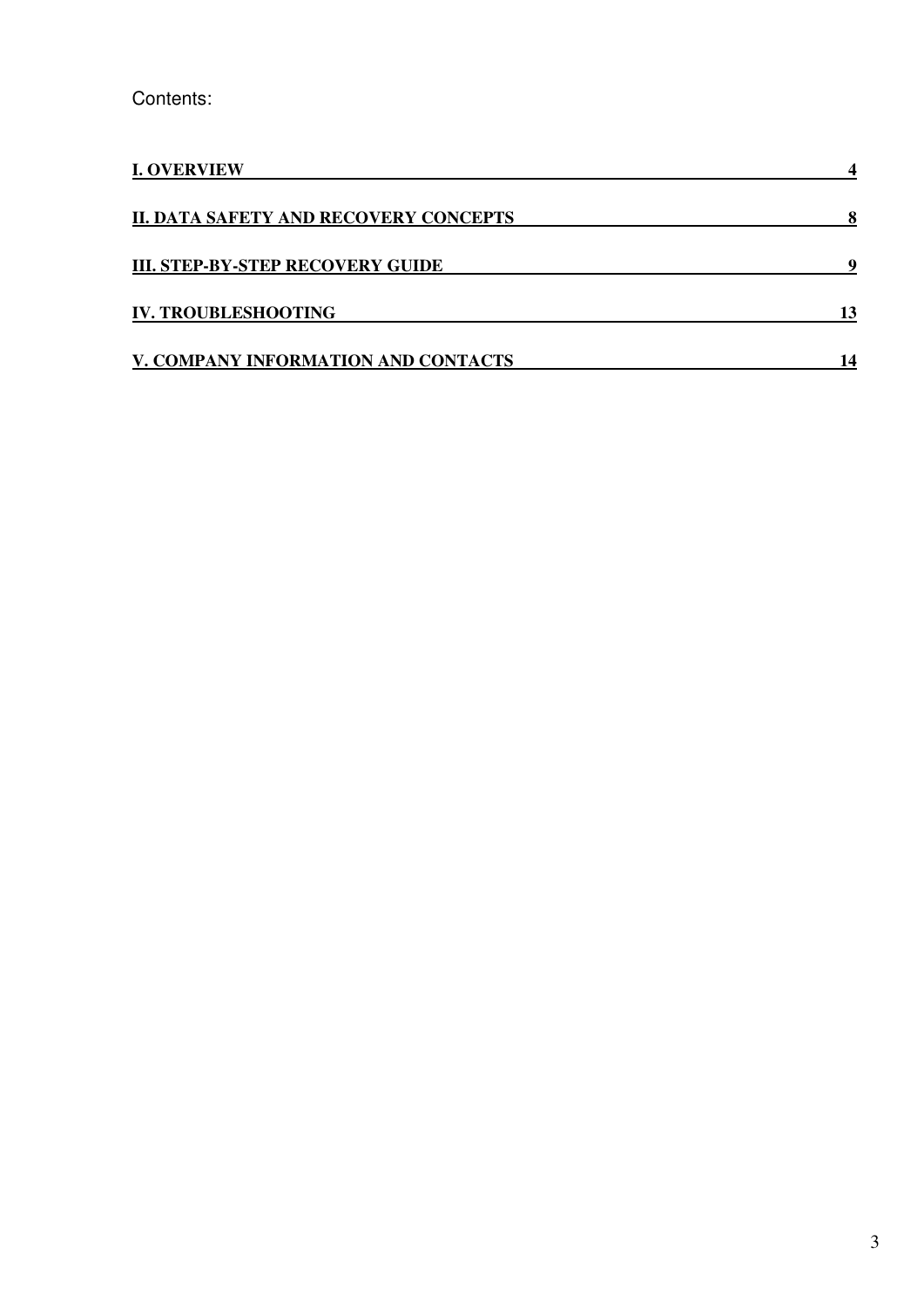Contents:

| | |
|---|---|
| **I. OVERVIEW** | **4** |
| **II. DATA SAFETY AND RECOVERY CONCEPTS** | **8** |
| **III. STEP-BY-STEP RECOVERY GUIDE** | **9** |
| **IV. TROUBLESHOOTING** | **13** |
| **V. COMPANY INFORMATION AND CONTACTS** | **14** |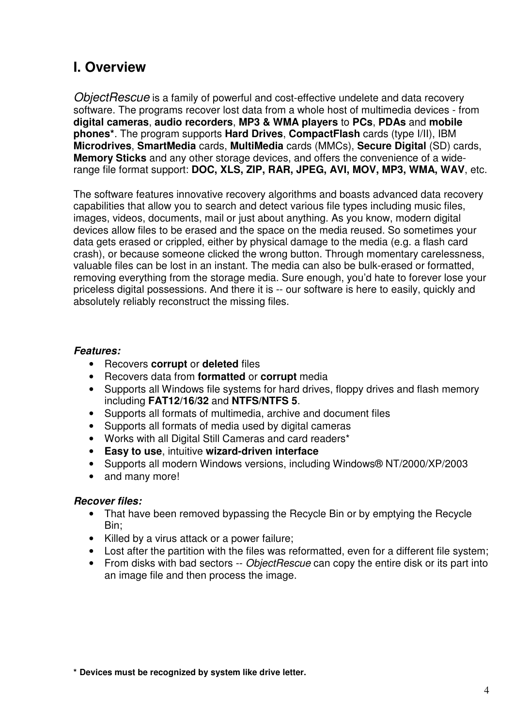# I. Overview

*ObjectRescue* is a family of powerful and cost-effective undelete and data recovery software. The programs recover lost data from a whole host of multimedia devices - from **digital cameras**, **audio recorders**, **MP3 & WMA players** to **PCs**, **PDAs** and **mobile phones***. The program supports **Hard Drives**, **CompactFlash** cards (type I/II), IBM **Microdrives**, **SmartMedia** cards, **MultiMedia** cards (MMCs), **Secure Digital** (SD) cards, **Memory Sticks** and any other storage devices, and offers the convenience of a wide-range file format support: **DOC, XLS, ZIP, RAR, JPEG, AVI, MOV, MP3, WMA, WAV**, etc.

The software features innovative recovery algorithms and boasts advanced data recovery capabilities that allow you to search and detect various file types including music files, images, videos, documents, mail or just about anything. As you know, modern digital devices allow files to be erased and the space on the media reused. So sometimes your data gets erased or crippled, either by physical damage to the media (e.g. a flash card crash), or because someone clicked the wrong button. Through momentary carelessness, valuable files can be lost in an instant. The media can also be bulk-erased or formatted, removing everything from the storage media. Sure enough, you'd hate to forever lose your priceless digital possessions. And there it is -- our software is here to easily, quickly and absolutely reliably reconstruct the missing files.

***Features:***

- Recovers **corrupt** or **deleted** files
- Recovers data from **formatted** or **corrupt** media
- Supports all Windows file systems for hard drives, floppy drives and flash memory including **FAT12/16/32** and **NTFS/NTFS 5**.
- Supports all formats of multimedia, archive and document files
- Supports all formats of media used by digital cameras
- Works with all Digital Still Cameras and card readers*
- **Easy to use**, intuitive **wizard-driven interface**
- Supports all modern Windows versions, including Windows® NT/2000/XP/2003
- and many more!

***Recover files:***

- That have been removed bypassing the Recycle Bin or by emptying the Recycle Bin;
- Killed by a virus attack or a power failure;
- Lost after the partition with the files was reformatted, even for a different file system;
- From disks with bad sectors -- *ObjectRescue* can copy the entire disk or its part into an image file and then process the image.

**\* Devices must be recognized by system like drive letter.**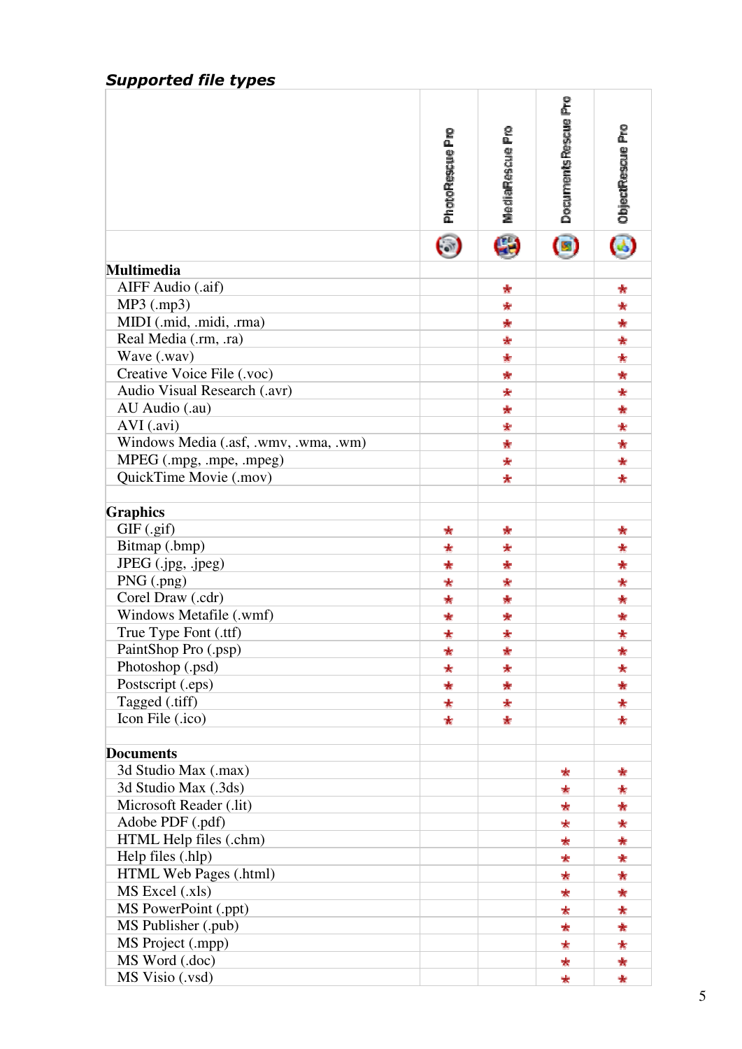## *Supported file types*

| | PhotoRescue Pro | MediaRescue Pro | DocumentsRescue Pro | ObjectRescue Pro |
|---|---|---|---|---|
| **Multimedia** | | | | |
| AIFF Audio (.aif) | | * | | * |
| MP3 (.mp3) | | * | | * |
| MIDI (.mid, .midi, .rma) | | * | | * |
| Real Media (.rm, .ra) | | * | | * |
| Wave (.wav) | | * | | * |
| Creative Voice File (.voc) | | * | | * |
| Audio Visual Research (.avr) | | * | | * |
| AU Audio (.au) | | * | | * |
| AVI (.avi) | | * | | * |
| Windows Media (.asf, .wmv, .wma, .wm) | | * | | * |
| MPEG (.mpg, .mpe, .mpeg) | | * | | * |
| QuickTime Movie (.mov) | | * | | * |
| | | | | |
| **Graphics** | | | | |
| GIF (.gif) | * | * | | * |
| Bitmap (.bmp) | * | * | | * |
| JPEG (.jpg, .jpeg) | * | * | | * |
| PNG (.png) | * | * | | * |
| Corel Draw (.cdr) | * | * | | * |
| Windows Metafile (.wmf) | * | * | | * |
| True Type Font (.ttf) | * | * | | * |
| PaintShop Pro (.psp) | * | * | | * |
| Photoshop (.psd) | * | * | | * |
| Postscript (.eps) | * | * | | * |
| Tagged (.tiff) | * | * | | * |
| Icon File (.ico) | * | * | | * |
| | | | | |
| **Documents** | | | | |
| 3d Studio Max (.max) | | | * | * |
| 3d Studio Max (.3ds) | | | * | * |
| Microsoft Reader (.lit) | | | * | * |
| Adobe PDF (.pdf) | | | * | * |
| HTML Help files (.chm) | | | * | * |
| Help files (.hlp) | | | * | * |
| HTML Web Pages (.html) | | | * | * |
| MS Excel (.xls) | | | * | * |
| MS PowerPoint (.ppt) | | | * | * |
| MS Publisher (.pub) | | | * | * |
| MS Project (.mpp) | | | * | * |
| MS Word (.doc) | | | * | * |
| MS Visio (.vsd) | | | * | * |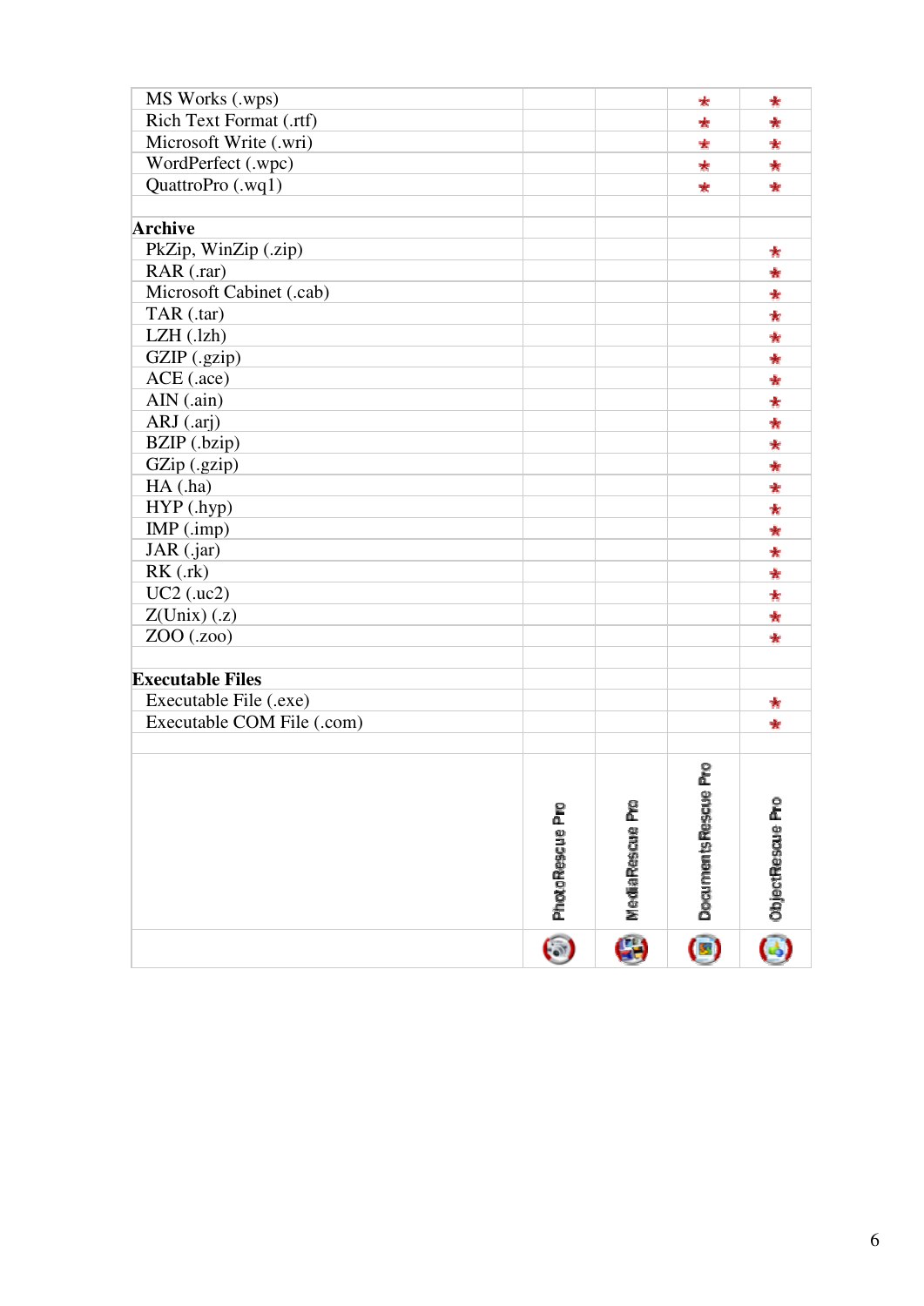| | PhotoRescue Pro | MediaRescue Pro | DocumentsRescue Pro | ObjectRescue Pro |
|---|---|---|---|---|
| MS Works (.wps) | | | * | * |
| Rich Text Format (.rtf) | | | * | * |
| Microsoft Write (.wri) | | | * | * |
| WordPerfect (.wpc) | | | * | * |
| QuattroPro (.wq1) | | | * | * |
| | | | | |
| **Archive** | | | | |
| PkZip, WinZip (.zip) | | | | * |
| RAR (.rar) | | | | * |
| Microsoft Cabinet (.cab) | | | | * |
| TAR (.tar) | | | | * |
| LZH (.lzh) | | | | * |
| GZIP (.gzip) | | | | * |
| ACE (.ace) | | | | * |
| AIN (.ain) | | | | * |
| ARJ (.arj) | | | | * |
| BZIP (.bzip) | | | | * |
| GZip (.gzip) | | | | * |
| HA (.ha) | | | | * |
| HYP (.hyp) | | | | * |
| IMP (.imp) | | | | * |
| JAR (.jar) | | | | * |
| RK (.rk) | | | | * |
| UC2 (.uc2) | | | | * |
| Z(Unix) (.z) | | | | * |
| ZOO (.zoo) | | | | * |
| | | | | |
| **Executable Files** | | | | |
| Executable File (.exe) | | | | * |
| Executable COM File (.com) | | | | * |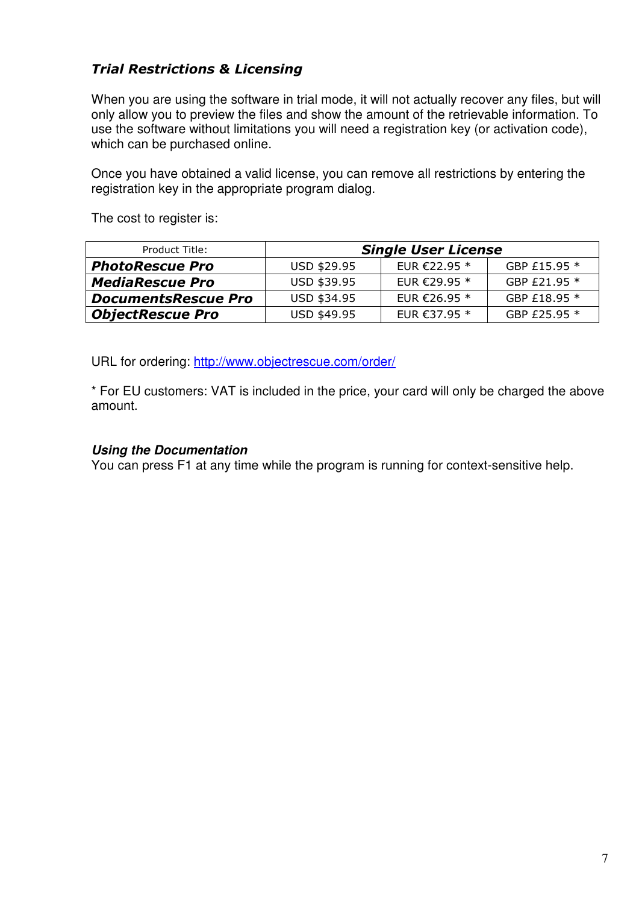### *Trial Restrictions & Licensing*

When you are using the software in trial mode, it will not actually recover any files, but will only allow you to preview the files and show the amount of the retrievable information. To use the software without limitations you will need a registration key (or activation code), which can be purchased online.

Once you have obtained a valid license, you can remove all restrictions by entering the registration key in the appropriate program dialog.

The cost to register is:

| Product Title: | ***Single User License*** | | |
|---|---|---|---|
| ***PhotoRescue Pro*** | USD $29.95 | EUR €22.95 * | GBP £15.95 * |
| ***MediaRescue Pro*** | USD $39.95 | EUR €29.95 * | GBP £21.95 * |
| ***DocumentsRescue Pro*** | USD $34.95 | EUR €26.95 * | GBP £18.95 * |
| ***ObjectRescue Pro*** | USD $49.95 | EUR €37.95 * | GBP £25.95 * |

URL for ordering: [http://www.objectrescue.com/order/](http://www.objectrescue.com/order/)

* For EU customers: VAT is included in the price, your card will only be charged the above amount.

***Using the Documentation***

You can press F1 at any time while the program is running for context-sensitive help.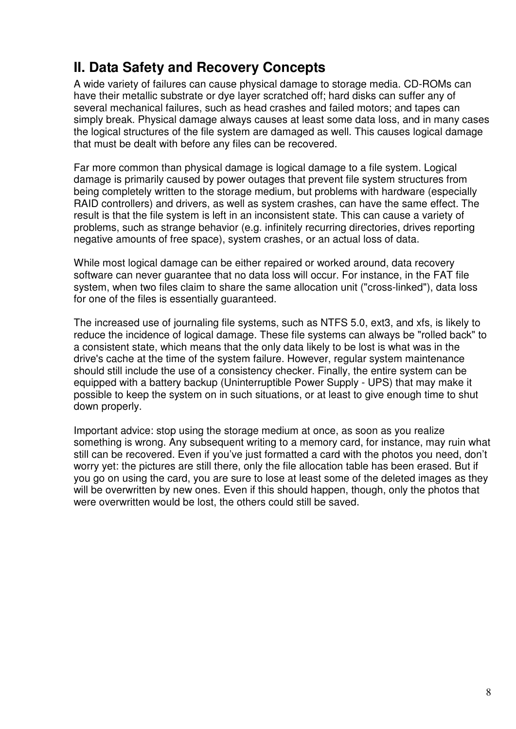## II. Data Safety and Recovery Concepts

A wide variety of failures can cause physical damage to storage media. CD-ROMs can have their metallic substrate or dye layer scratched off; hard disks can suffer any of several mechanical failures, such as head crashes and failed motors; and tapes can simply break. Physical damage always causes at least some data loss, and in many cases the logical structures of the file system are damaged as well. This causes logical damage that must be dealt with before any files can be recovered.

Far more common than physical damage is logical damage to a file system. Logical damage is primarily caused by power outages that prevent file system structures from being completely written to the storage medium, but problems with hardware (especially RAID controllers) and drivers, as well as system crashes, can have the same effect. The result is that the file system is left in an inconsistent state. This can cause a variety of problems, such as strange behavior (e.g. infinitely recurring directories, drives reporting negative amounts of free space), system crashes, or an actual loss of data.

While most logical damage can be either repaired or worked around, data recovery software can never guarantee that no data loss will occur. For instance, in the FAT file system, when two files claim to share the same allocation unit ("cross-linked"), data loss for one of the files is essentially guaranteed.

The increased use of journaling file systems, such as NTFS 5.0, ext3, and xfs, is likely to reduce the incidence of logical damage. These file systems can always be "rolled back" to a consistent state, which means that the only data likely to be lost is what was in the drive's cache at the time of the system failure. However, regular system maintenance should still include the use of a consistency checker. Finally, the entire system can be equipped with a battery backup (Uninterruptible Power Supply - UPS) that may make it possible to keep the system on in such situations, or at least to give enough time to shut down properly.

Important advice: stop using the storage medium at once, as soon as you realize something is wrong. Any subsequent writing to a memory card, for instance, may ruin what still can be recovered. Even if you've just formatted a card with the photos you need, don't worry yet: the pictures are still there, only the file allocation table has been erased. But if you go on using the card, you are sure to lose at least some of the deleted images as they will be overwritten by new ones. Even if this should happen, though, only the photos that were overwritten would be lost, the others could still be saved.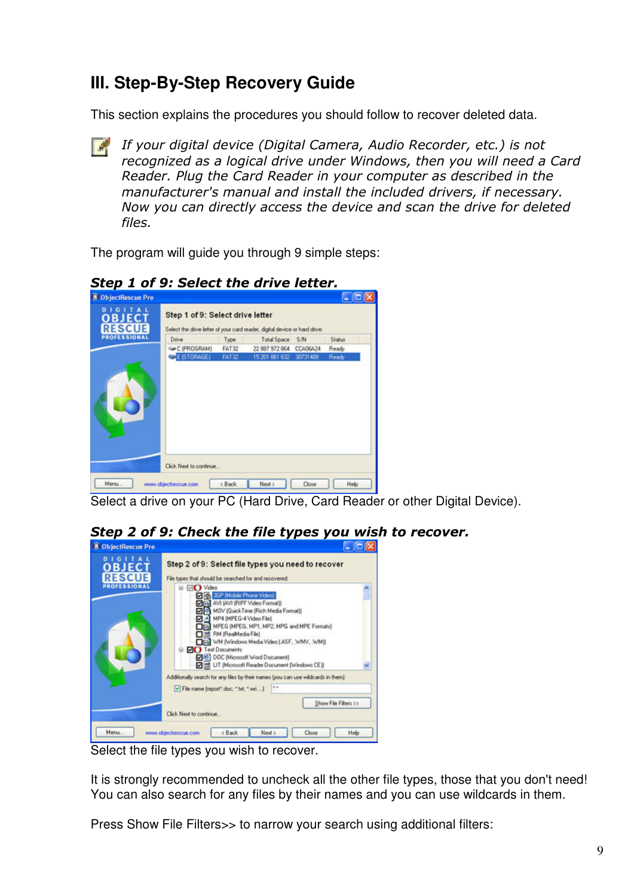## III. Step-By-Step Recovery Guide

This section explains the procedures you should follow to recover deleted data.

*If your digital device (Digital Camera, Audio Recorder, etc.) is not recognized as a logical drive under Windows, then you will need a Card Reader. Plug the Card Reader in your computer as described in the manufacturer's manual and install the included drivers, if necessary. Now you can directly access the device and scan the drive for deleted files.*

The program will guide you through 9 simple steps:

***Step 1 of 9: Select the drive letter.***

Select a drive on your PC (Hard Drive, Card Reader or other Digital Device).

***Step 2 of 9: Check the file types you wish to recover.***

Select the file types you wish to recover.

It is strongly recommended to uncheck all the other file types, those that you don't need! You can also search for any files by their names and you can use wildcards in them.

Press Show File Filters>> to narrow your search using additional filters: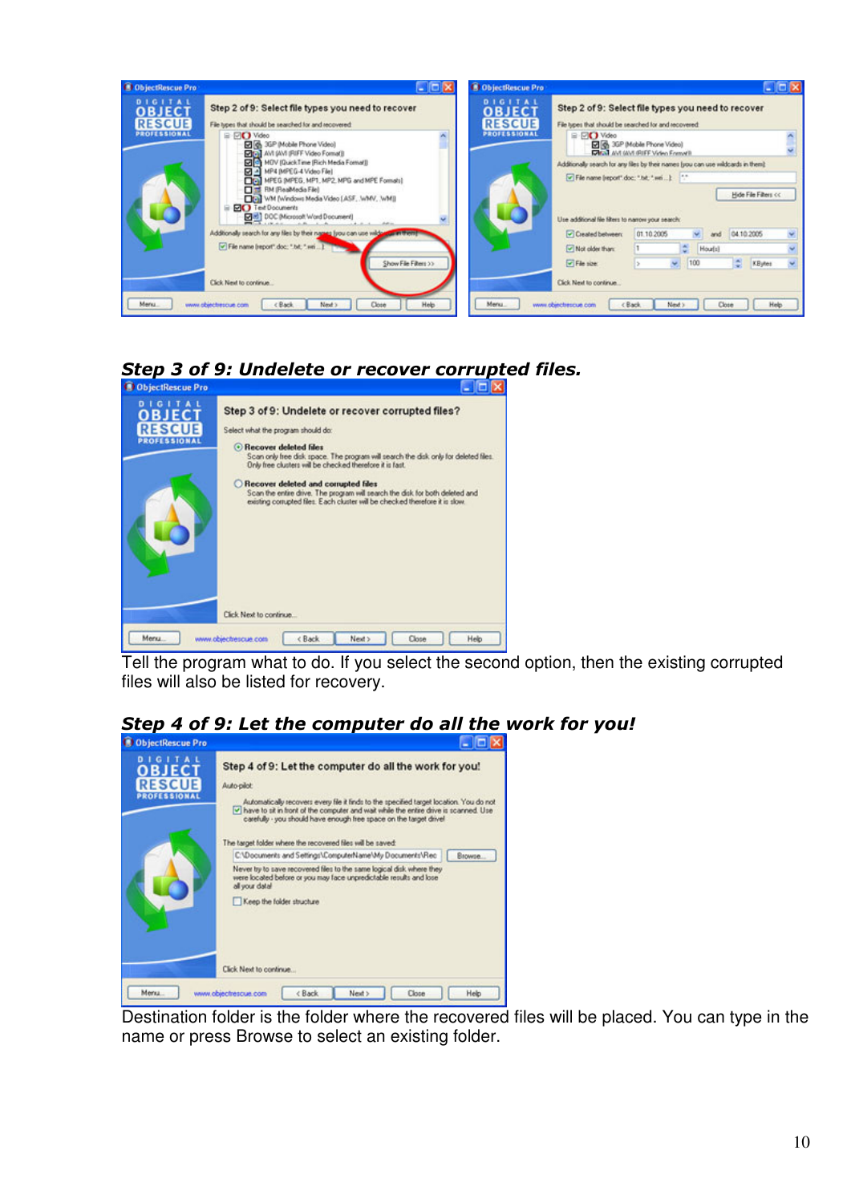### Step 3 of 9: Undelete or recover corrupted files.

Tell the program what to do. If you select the second option, then the existing corrupted files will also be listed for recovery.

### Step 4 of 9: Let the computer do all the work for you!

Destination folder is the folder where the recovered files will be placed. You can type in the name or press Browse to select an existing folder.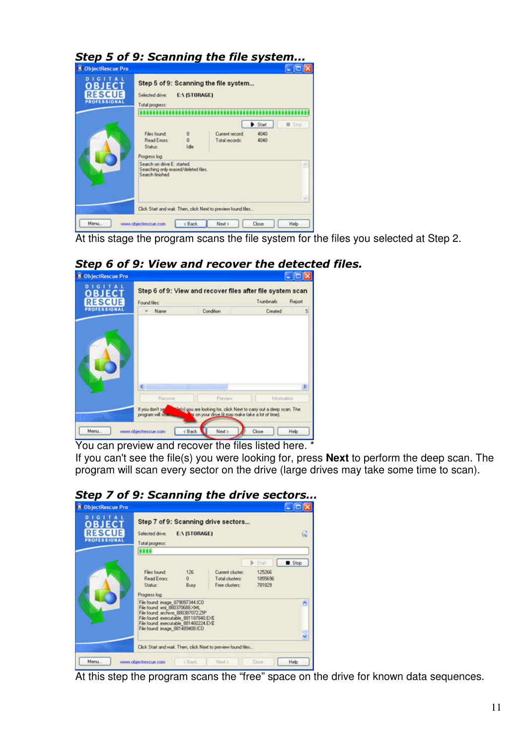### Step 5 of 9: Scanning the file system...

At this stage the program scans the file system for the files you selected at Step 2.

### Step 6 of 9: View and recover the detected files.

You can preview and recover the files listed here. *

If you can't see the file(s) you were looking for, press **Next** to perform the deep scan. The program will scan every sector on the drive (large drives may take some time to scan).

### Step 7 of 9: Scanning the drive sectors...

At this step the program scans the “free” space on the drive for known data sequences.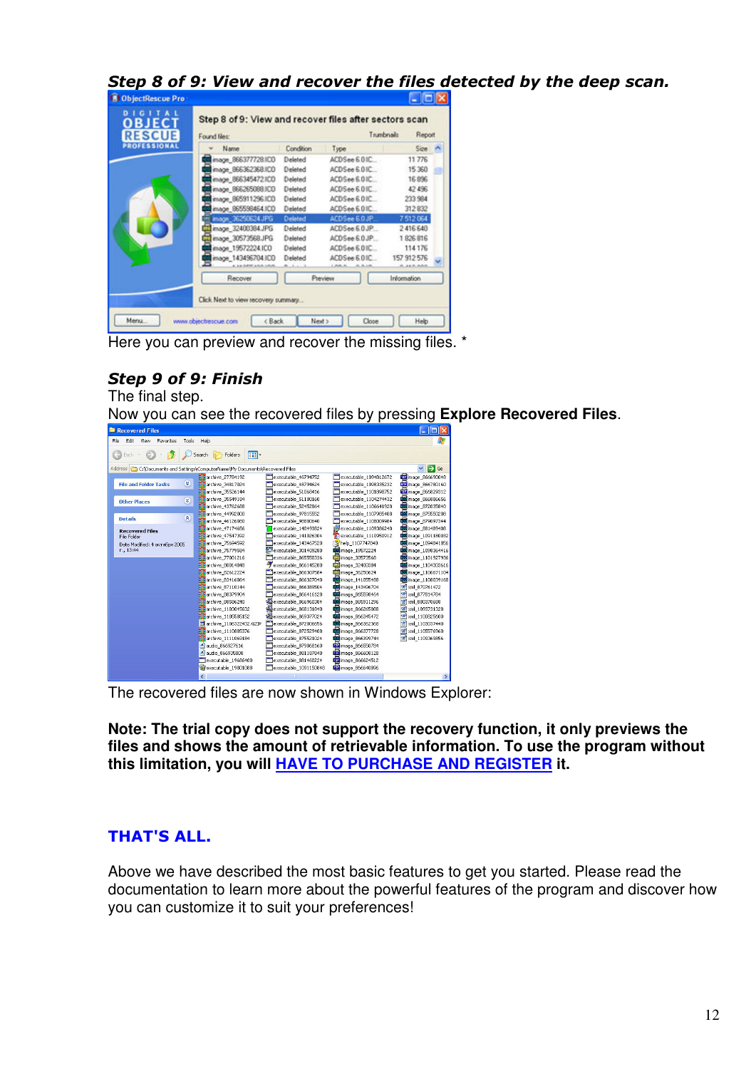### *Step 8 of 9: View and recover the files detected by the deep scan.*

Here you can preview and recover the missing files. *

### *Step 9 of 9: Finish*

The final step.

Now you can see the recovered files by pressing **Explore Recovered Files**.

The recovered files are now shown in Windows Explorer:

**Note: The trial copy does not support the recovery function, it only previews the files and shows the amount of retrievable information. To use the program without this limitation, you will HAVE TO PURCHASE AND REGISTER it.**

## THAT'S ALL.

Above we have described the most basic features to get you started. Please read the documentation to learn more about the powerful features of the program and discover how you can customize it to suit your preferences!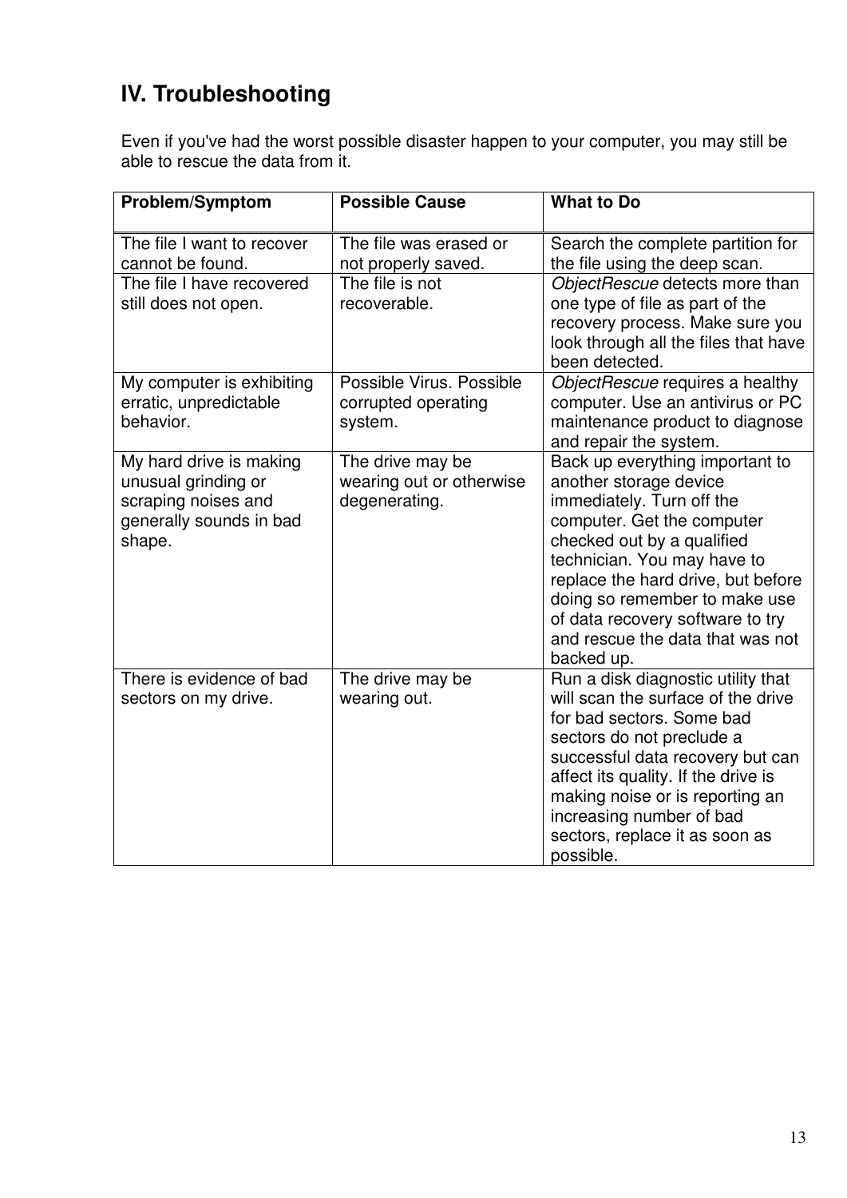# IV. Troubleshooting

Even if you've had the worst possible disaster happen to your computer, you may still be able to rescue the data from it.

| Problem/Symptom | Possible Cause | What to Do |
| --- | --- | --- |
| The file I want to recover cannot be found. | The file was erased or not properly saved. | Search the complete partition for the file using the deep scan. |
| The file I have recovered still does not open. | The file is not recoverable. | *ObjectRescue* detects more than one type of file as part of the recovery process. Make sure you look through all the files that have been detected. |
| My computer is exhibiting erratic, unpredictable behavior. | Possible Virus. Possible corrupted operating system. | *ObjectRescue* requires a healthy computer. Use an antivirus or PC maintenance product to diagnose and repair the system. |
| My hard drive is making unusual grinding or scraping noises and generally sounds in bad shape. | The drive may be wearing out or otherwise degenerating. | Back up everything important to another storage device immediately. Turn off the computer. Get the computer checked out by a qualified technician. You may have to replace the hard drive, but before doing so remember to make use of data recovery software to try and rescue the data that was not backed up. |
| There is evidence of bad sectors on my drive. | The drive may be wearing out. | Run a disk diagnostic utility that will scan the surface of the drive for bad sectors. Some bad sectors do not preclude a successful data recovery but can affect its quality. If the drive is making noise or is reporting an increasing number of bad sectors, replace it as soon as possible. |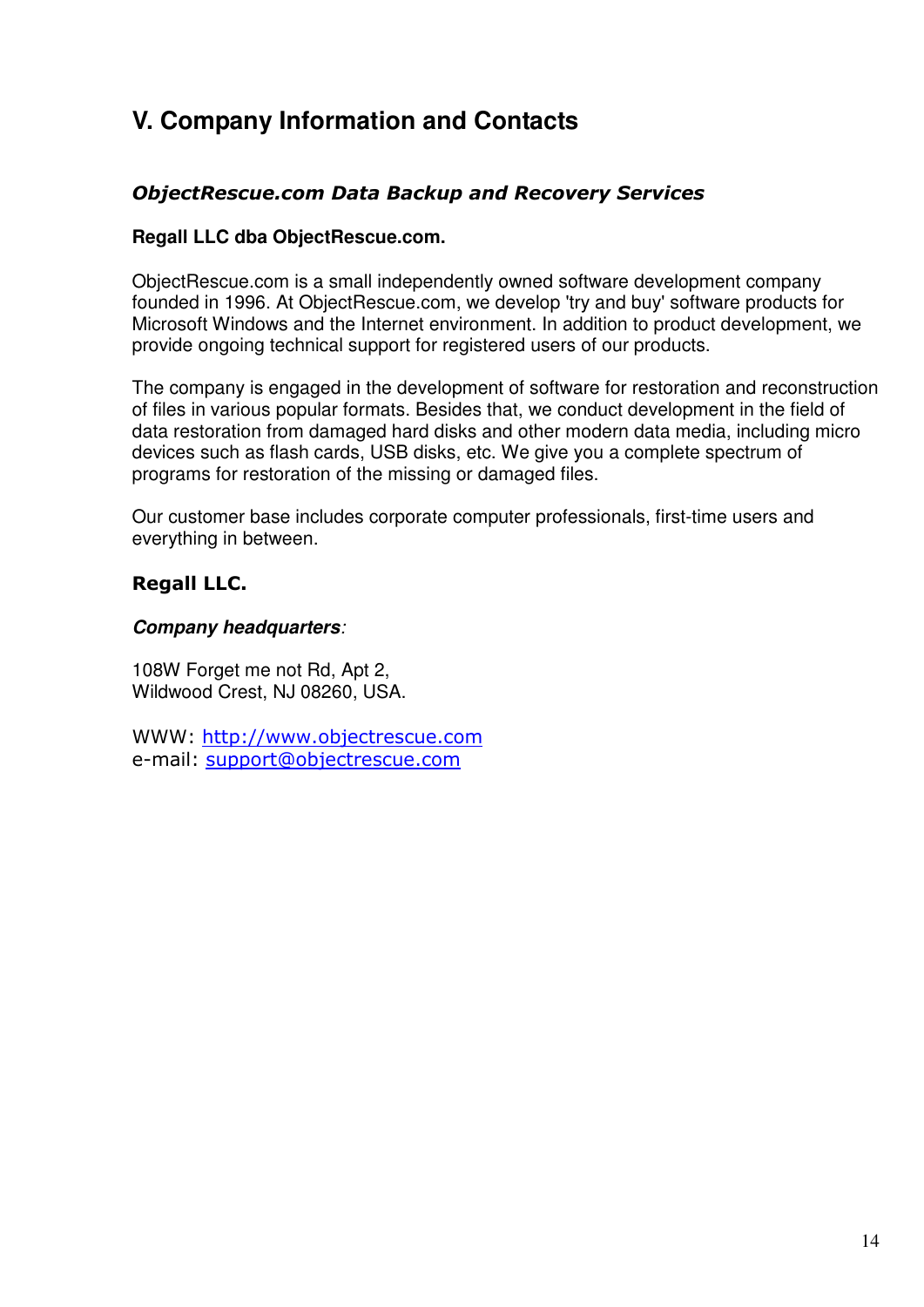# V. Company Information and Contacts

### *ObjectRescue.com Data Backup and Recovery Services*

**Regall LLC dba ObjectRescue.com.**

ObjectRescue.com is a small independently owned software development company founded in 1996. At ObjectRescue.com, we develop 'try and buy' software products for Microsoft Windows and the Internet environment. In addition to product development, we provide ongoing technical support for registered users of our products.

The company is engaged in the development of software for restoration and reconstruction of files in various popular formats. Besides that, we conduct development in the field of data restoration from damaged hard disks and other modern data media, including micro devices such as flash cards, USB disks, etc. We give you a complete spectrum of programs for restoration of the missing or damaged files.

Our customer base includes corporate computer professionals, first-time users and everything in between.

**Regall LLC.**

***Company headquarters***:

108W Forget me not Rd, Apt 2,
Wildwood Crest, NJ 08260, USA.

WWW: http://www.objectrescue.com
e-mail: support@objectrescue.com